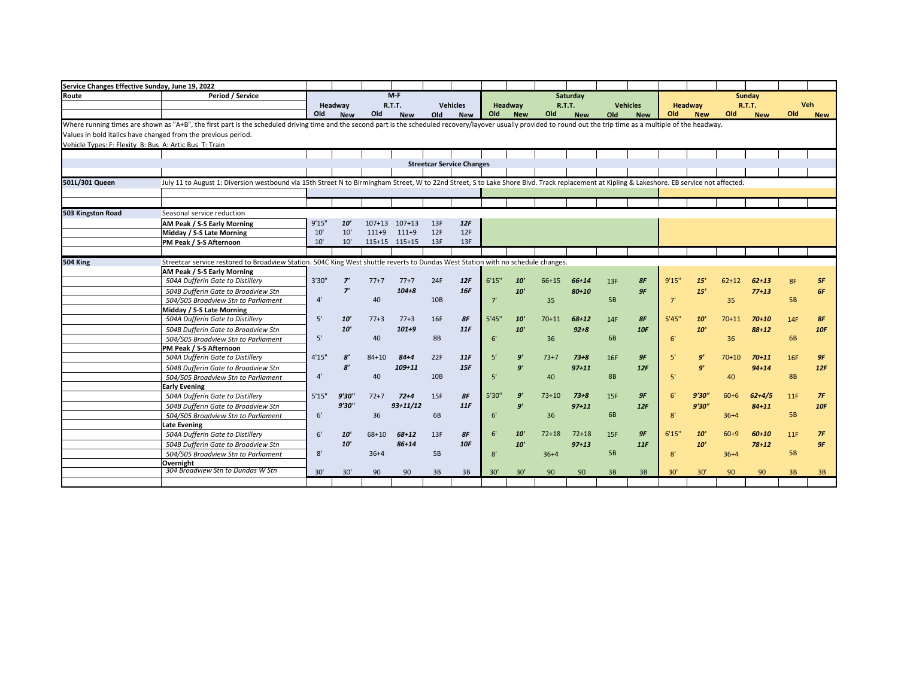| Service Changes Effective Sunday, June 19, 2022 | | | | | | | | | | | | | | | | | | | |
|---|---|---|---|---|---|---|---|---|---|---|---|---|---|---|---|---|---|---|---|
| Route | Period / Service | M-F | | | | | | Saturday | | | | | | Sunday | | | | | |
| | | Headway | | R.T.T. | | Vehicles | | Headway | | R.T.T. | | Vehicles | | Headway | | R.T.T. | | Veh | |
| | | Old | New | Old | New | Old | New | Old | New | Old | New | Old | New | Old | New | Old | New | Old | New |

Where running times are shown as "A+B", the first part is the scheduled driving time and the second part is the scheduled recovery/layover usually provided to round out the trip time as a multiple of the headway.

Values in bold italics have changed from the previous period.

Vehicle Types: F: Flexity B: Bus A: Artic Bus T: Train

## Streetcar Service Changes

**501L/301 Queen**: July 11 to August 1: Diversion westbound via 15th Street N to Birmingham Street, W to 22nd Street, S to Lake Shore Blvd. Track replacement at Kipling & Lakeshore. EB service not affected.

**503 Kingston Road**: Seasonal service reduction

| Route | Period / Service | M-F Headway Old | M-F Headway New | M-F R.T.T. Old | M-F R.T.T. New | M-F Vehicles Old | M-F Vehicles New |
|---|---|---|---|---|---|---|---|
| 503 Kingston Road | AM Peak / S-S Early Morning | 9'15" | ***10'*** | 107+13 | 107+13 | 13F | ***12F*** |
| | Midday / S-S Late Morning | 10' | 10' | 111+9 | 111+9 | 12F | 12F |
| | PM Peak / S-S Afternoon | 10' | 10' | 115+15 | 115+15 | 13F | 13F |

**504 King**: Streetcar service restored to Broadview Station. 504C King West shuttle reverts to Dundas West Station with no schedule changes.

| Period / Service | M-F Headway Old | M-F Headway New | M-F R.T.T. Old | M-F R.T.T. New | M-F Vehicles Old | M-F Vehicles New | Sat Headway Old | Sat Headway New | Sat R.T.T. Old | Sat R.T.T. New | Sat Vehicles Old | Sat Vehicles New | Sun Headway Old | Sun Headway New | Sun R.T.T. Old | Sun R.T.T. New | Sun Veh Old | Sun Veh New |
|---|---|---|---|---|---|---|---|---|---|---|---|---|---|---|---|---|---|---|
| **AM Peak / S-S Early Morning** | | | | | | | | | | | | | | | | | | |
| *504A Dufferin Gate to Distillery* | 3'30" | ***7'*** | 77+7 | 77+7 | 24F | ***12F*** | 6'15" | ***10'*** | 66+15 | ***66+14*** | 13F | ***8F*** | 9'15" | ***15'*** | 62+12 | ***62+13*** | 8F | ***5F*** |
| *504B Dufferin Gate to Broadview Stn* | | ***7'*** | | ***104+8*** | | ***16F*** | | ***10'*** | | ***80+10*** | | ***9F*** | | ***15'*** | | ***77+13*** | | ***6F*** |
| *504/505 Broadview Stn to Parliament* | 4' | | 40 | | 10B | | 7' | | 35 | | 5B | | 7' | | 35 | | 5B | |
| **Midday / S-S Late Morning** | | | | | | | | | | | | | | | | | | |
| *504A Dufferin Gate to Distillery* | 5' | ***10'*** | 77+3 | 77+3 | 16F | ***8F*** | 5'45" | ***10'*** | 70+11 | ***68+12*** | 14F | ***8F*** | 5'45" | ***10'*** | 70+11 | ***70+10*** | 14F | ***8F*** |
| *504B Dufferin Gate to Broadview Stn* | | ***10'*** | | ***101+9*** | | ***11F*** | | ***10'*** | | ***92+8*** | | ***10F*** | | ***10'*** | | ***88+12*** | | ***10F*** |
| *504/505 Broadview Stn to Parliament* | 5' | | 40 | | 8B | | 6' | | 36 | | 6B | | 6' | | 36 | | 6B | |
| **PM Peak / S-S Afternoon** | | | | | | | | | | | | | | | | | | |
| *504A Dufferin Gate to Distillery* | 4'15" | ***8'*** | 84+10 | ***84+4*** | 22F | ***11F*** | 5' | ***9'*** | 73+7 | ***73+8*** | 16F | ***9F*** | 5' | ***9'*** | 70+10 | ***70+11*** | 16F | ***9F*** |
| *504B Dufferin Gate to Broadview Stn* | | ***8'*** | | ***109+11*** | | ***15F*** | | ***9'*** | | ***97+11*** | | ***12F*** | | ***9'*** | | ***94+14*** | | ***12F*** |
| *504/505 Broadview Stn to Parliament* | 4' | | 40 | | 10B | | 5' | | 40 | | 8B | | 5' | | 40 | | 8B | |
| **Early Evening** | | | | | | | | | | | | | | | | | | |
| *504A Dufferin Gate to Distillery* | 5'15" | ***9'30"*** | 72+7 | ***72+4*** | 15F | ***8F*** | 5'30" | ***9'*** | 73+10 | ***73+8*** | 15F | ***9F*** | 6' | ***9'30"*** | 60+6 | ***62+4/5*** | 11F | ***7F*** |
| *504B Dufferin Gate to Broadview Stn* | | ***9'30"*** | | ***93+11/12*** | | ***11F*** | | ***9'*** | | ***97+11*** | | ***12F*** | | ***9'30"*** | | ***84+11*** | | ***10F*** |
| *504/505 Broadview Stn to Parliament* | 6' | | 36 | | 6B | | 6' | | 36 | | 6B | | 8' | | 36+4 | | 5B | |
| **Late Evening** | | | | | | | | | | | | | | | | | | |
| *504A Dufferin Gate to Distillery* | 6' | ***10'*** | 68+10 | ***68+12*** | 13F | ***8F*** | 6' | ***10'*** | 72+18 | 72+18 | 15F | ***9F*** | 6'15" | ***10'*** | 60+9 | ***60+10*** | 11F | ***7F*** |
| *504B Dufferin Gate to Broadview Stn* | | ***10'*** | | ***86+14*** | | ***10F*** | | ***10'*** | | ***97+13*** | | ***11F*** | | ***10'*** | | ***78+12*** | | ***9F*** |
| *504/505 Broadview Stn to Parliament* | 8' | | 36+4 | | 5B | | 8' | | 36+4 | | 5B | | 8' | | 36+4 | | 5B | |
| **Overnight** | | | | | | | | | | | | | | | | | | |
| *304 Broadview Stn to Dundas W Stn* | 30' | 30' | 90 | 90 | 3B | 3B | 30' | 30' | 90 | 90 | 3B | 3B | 30' | 30' | 90 | 90 | 3B | 3B |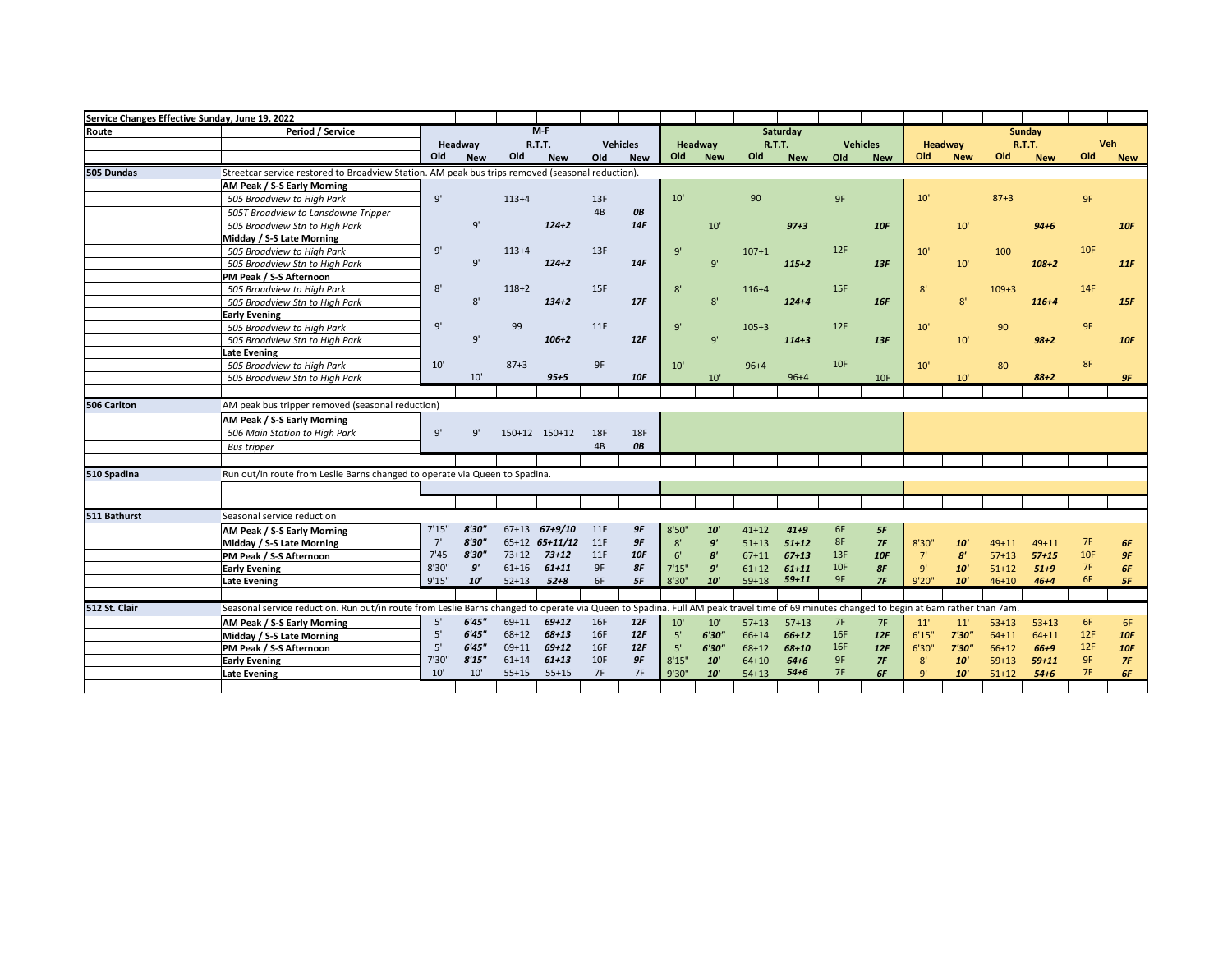| Service Changes Effective Sunday, June 19, 2022 | | | | | | | | | | | | | | | | | | | |
|---|---|---|---|---|---|---|---|---|---|---|---|---|---|---|---|---|---|---|---|
| Route | Period / Service | M-F | | | | | | Saturday | | | | | | Sunday | | | | | |
| | | Headway | | R.T.T. | | Vehicles | | Headway | | R.T.T. | | Vehicles | | Headway | | R.T.T. | | Veh | |
| | | Old | New | Old | New | Old | New | Old | New | Old | New | Old | New | Old | New | Old | New | Old | New |
| 505 Dundas | Streetcar service restored to Broadview Station. AM peak bus trips removed (seasonal reduction). | | | | | | | | | | | | | | | | | | |
| | **AM Peak / S-S Early Morning** | | | | | | | | | | | | | | | | | | |
| | *505 Broadview to High Park* | 9' | | 113+4 | | 13F | | 10' | | 90 | | 9F | | 10' | | 87+3 | | 9F | |
| | *505T Broadview to Lansdowne Tripper* | | | | | 4B | *0B* | | | | | | | | | | | | |
| | *505 Broadview Stn to High Park* | | 9' | | *124+2* | | *14F* | | 10' | | *97+3* | | *10F* | | 10' | | *94+6* | | *10F* |
| | **Midday / S-S Late Morning** | | | | | | | | | | | | | | | | | | |
| | *505 Broadview to High Park* | 9' | | 113+4 | | 13F | | 9' | | 107+1 | | 12F | | 10' | | 100 | | 10F | |
| | *505 Broadview Stn to High Park* | | 9' | | *124+2* | | *14F* | | 9' | | *115+2* | | *13F* | | 10' | | *108+2* | | *11F* |
| | **PM Peak / S-S Afternoon** | | | | | | | | | | | | | | | | | | |
| | *505 Broadview to High Park* | 8' | | 118+2 | | 15F | | 8' | | 116+4 | | 15F | | 8' | | 109+3 | | 14F | |
| | *505 Broadview Stn to High Park* | | 8' | | *134+2* | | *17F* | | 8' | | *124+4* | | *16F* | | 8' | | *116+4* | | *15F* |
| | **Early Evening** | | | | | | | | | | | | | | | | | | |
| | *505 Broadview to High Park* | 9' | | 99 | | 11F | | 9' | | 105+3 | | 12F | | 10' | | 90 | | 9F | |
| | *505 Broadview Stn to High Park* | | 9' | | *106+2* | | *12F* | | 9' | | *114+3* | | *13F* | | 10' | | *98+2* | | *10F* |
| | **Late Evening** | | | | | | | | | | | | | | | | | | |
| | *505 Broadview to High Park* | 10' | | 87+3 | | 9F | | 10' | | 96+4 | | 10F | | 10' | | 80 | | 8F | |
| | *505 Broadview Stn to High Park* | | 10' | | *95+5* | | *10F* | | 10' | | 96+4 | | 10F | | 10' | | *88+2* | | *9F* |
| 506 Carlton | AM peak bus tripper removed (seasonal reduction) | | | | | | | | | | | | | | | | | | |
| | **AM Peak / S-S Early Morning** | | | | | | | | | | | | | | | | | | |
| | *506 Main Station to High Park* | 9' | 9' | 150+12 | 150+12 | 18F | 18F | | | | | | | | | | | | |
| | *Bus tripper* | | | | | 4B | *0B* | | | | | | | | | | | | |
| 510 Spadina | Run out/in route from Leslie Barns changed to operate via Queen to Spadina. | | | | | | | | | | | | | | | | | | |
| 511 Bathurst | Seasonal service reduction | | | | | | | | | | | | | | | | | | |
| | **AM Peak / S-S Early Morning** | 7'15" | *8'30"* | 67+13 | *67+9/10* | 11F | *9F* | 8'50" | *10'* | 41+12 | *41+9* | 6F | *5F* | | | | | | |
| | **Midday / S-S Late Morning** | 7' | *8'30"* | 65+12 | *65+11/12* | 11F | *9F* | 8' | *9'* | 51+13 | *51+12* | 8F | *7F* | 8'30" | *10'* | 49+11 | 49+11 | 7F | *6F* |
| | **PM Peak / S-S Afternoon** | 7'45 | *8'30"* | 73+12 | *73+12* | 11F | *10F* | 6' | *8'* | 67+11 | *67+13* | 13F | *10F* | 7' | *8'* | 57+13 | *57+15* | 10F | *9F* |
| | **Early Evening** | 8'30" | *9'* | 61+16 | *61+11* | 9F | *8F* | 7'15" | *9'* | 61+12 | *61+11* | 10F | *8F* | 9' | *10'* | 51+12 | *51+9* | 7F | *6F* |
| | **Late Evening** | 9'15" | *10'* | 52+13 | *52+8* | 6F | *5F* | 8'30" | *10'* | 59+18 | *59+11* | 9F | *7F* | 9'20" | *10'* | 46+10 | *46+4* | 6F | *5F* |
| 512 St. Clair | Seasonal service reduction. Run out/in route from Leslie Barns changed to operate via Queen to Spadina. Full AM peak travel time of 69 minutes changed to begin at 6am rather than 7am. | | | | | | | | | | | | | | | | | | |
| | **AM Peak / S-S Early Morning** | 5' | *6'45"* | 69+11 | *69+12* | 16F | *12F* | 10' | 10' | 57+13 | 57+13 | 7F | 7F | 11' | 11' | 53+13 | 53+13 | 6F | 6F |
| | **Midday / S-S Late Morning** | 5' | *6'45"* | 68+12 | *68+13* | 16F | *12F* | 5' | *6'30"* | 66+14 | *66+12* | 16F | *12F* | 6'15" | *7'30"* | 64+11 | 64+11 | 12F | *10F* |
| | **PM Peak / S-S Afternoon** | 5' | *6'45"* | 69+11 | *69+12* | 16F | *12F* | 5' | *6'30"* | 68+12 | *68+10* | 16F | *12F* | 6'30" | *7'30"* | 66+12 | *66+9* | 12F | *10F* |
| | **Early Evening** | 7'30" | *8'15"* | 61+14 | *61+13* | 10F | *9F* | 8'15" | *10'* | 64+10 | *64+6* | 9F | *7F* | 8' | *10'* | 59+13 | *59+11* | 9F | *7F* |
| | **Late Evening** | 10' | 10' | 55+15 | 55+15 | 7F | 7F | 9'30" | *10'* | 54+13 | *54+6* | 7F | *6F* | 9' | *10'* | 51+12 | *54+6* | 7F | *6F* |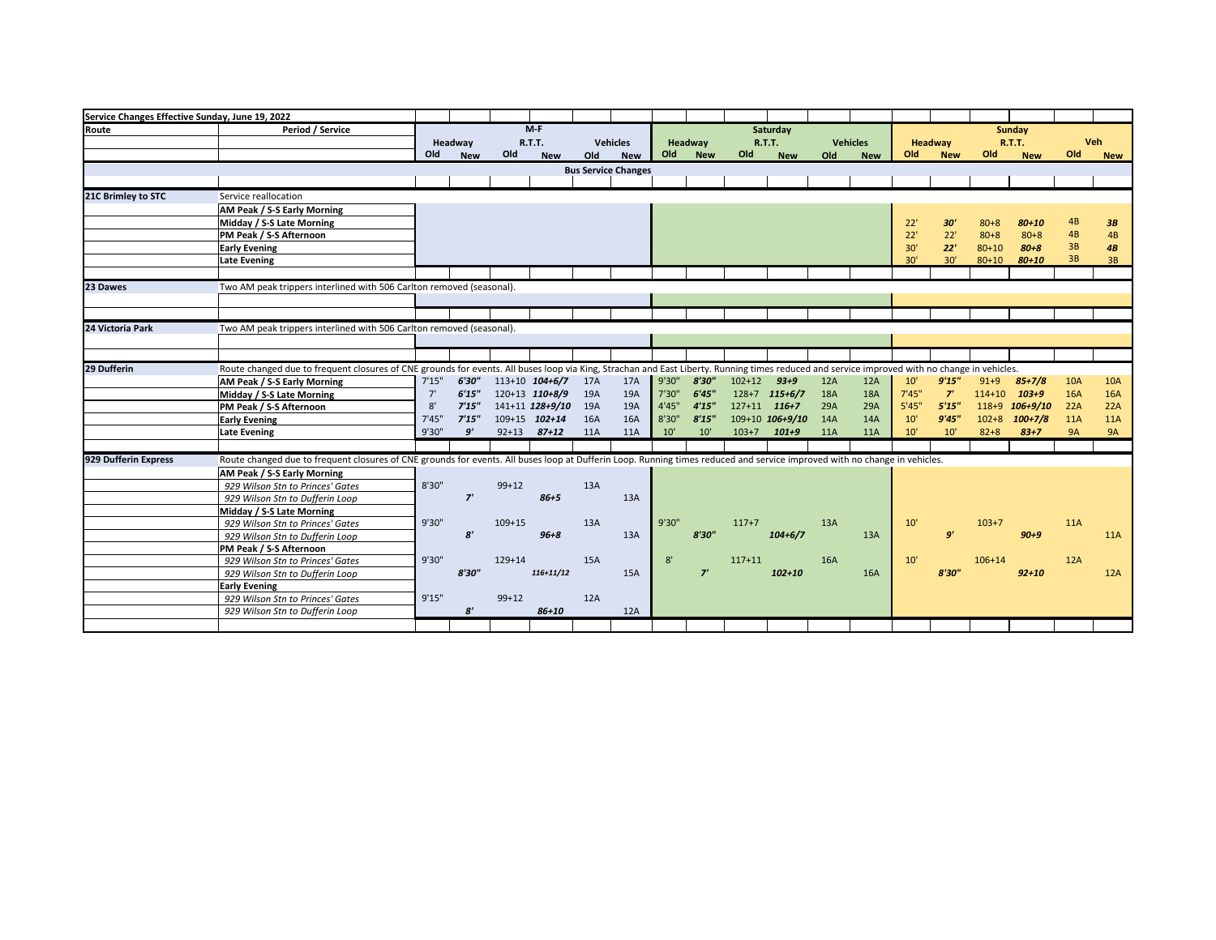| Service Changes Effective Sunday, June 19, 2022 | | | | | | | | | | | | | | | | | | | |
|---|---|---|---|---|---|---|---|---|---|---|---|---|---|---|---|---|---|---|---|
| Route | Period / Service | M-F | | | | | | Saturday | | | | | | Sunday | | | | | |
| | | Headway | | R.T.T. | | Vehicles | | Headway | | R.T.T. | | Vehicles | | Headway | | R.T.T. | | Veh | |
| | | Old | New | Old | New | Old | New | Old | New | Old | New | Old | New | Old | New | Old | New | Old | New |
| **Bus Service Changes** | | | | | | | | | | | | | | | | | | | |
| **21C Brimley to STC** | Service reallocation | | | | | | | | | | | | | | | | | | |
| | **AM Peak / S-S Early Morning** | | | | | | | | | | | | | | | | | | |
| | **Midday / S-S Late Morning** | | | | | | | | | | | | | 22' | ***30'*** | 80+8 | ***80+10*** | 4B | ***3B*** |
| | **PM Peak / S-S Afternoon** | | | | | | | | | | | | | 22' | 22' | 80+8 | 80+8 | 4B | 4B |
| | **Early Evening** | | | | | | | | | | | | | 30' | ***22'*** | 80+10 | ***80+8*** | 3B | ***4B*** |
| | **Late Evening** | | | | | | | | | | | | | 30' | 30' | 80+10 | ***80+10*** | 3B | 3B |
| **23 Dawes** | Two AM peak trippers interlined with 506 Carlton removed (seasonal). | | | | | | | | | | | | | | | | | | |
| **24 Victoria Park** | Two AM peak trippers interlined with 506 Carlton removed (seasonal). | | | | | | | | | | | | | | | | | | |
| **29 Dufferin** | Route changed due to frequent closures of CNE grounds for events. All buses loop via King, Strachan and East Liberty. Running times reduced and service improved with no change in vehicles. | | | | | | | | | | | | | | | | | | |
| | **AM Peak / S-S Early Morning** | 7'15" | ***6'30"*** | 113+10 | ***104+6/7*** | 17A | 17A | 9'30" | ***8'30"*** | 102+12 | ***93+9*** | 12A | 12A | 10' | ***9'15"*** | 91+9 | ***85+7/8*** | 10A | 10A |
| | **Midday / S-S Late Morning** | 7' | ***6'15"*** | 120+13 | ***110+8/9*** | 19A | 19A | 7'30" | ***6'45"*** | 128+7 | ***115+6/7*** | 18A | 18A | 7'45" | ***7'*** | 114+10 | ***103+9*** | 16A | 16A |
| | **PM Peak / S-S Afternoon** | 8' | ***7'15"*** | 141+11 | ***128+9/10*** | 19A | 19A | 4'45" | ***4'15"*** | 127+11 | ***116+7*** | 29A | 29A | 5'45" | ***5'15"*** | 118+9 | ***106+9/10*** | 22A | 22A |
| | **Early Evening** | 7'45" | ***7'15"*** | 109+15 | ***102+14*** | 16A | 16A | 8'30" | ***8'15"*** | 109+10 | ***106+9/10*** | 14A | 14A | 10' | ***9'45"*** | 102+8 | ***100+7/8*** | 11A | 11A |
| | **Late Evening** | 9'30" | ***9'*** | 92+13 | ***87+12*** | 11A | 11A | 10' | 10' | 103+7 | ***101+9*** | 11A | 11A | 10' | 10' | 82+8 | ***83+7*** | 9A | 9A |
| **929 Dufferin Express** | Route changed due to frequent closures of CNE grounds for events. All buses loop at Dufferin Loop. Running times reduced and service improved with no change in vehicles. | | | | | | | | | | | | | | | | | | |
| | **AM Peak / S-S Early Morning** | | | | | | | | | | | | | | | | | | |
| | *929 Wilson Stn to Princes' Gates* | 8'30" | | 99+12 | | 13A | | | | | | | | | | | | | |
| | *929 Wilson Stn to Dufferin Loop* | | ***7'*** | | ***86+5*** | | 13A | | | | | | | | | | | | |
| | **Midday / S-S Late Morning** | | | | | | | | | | | | | | | | | | |
| | *929 Wilson Stn to Princes' Gates* | 9'30" | | 109+15 | | 13A | | 9'30" | | 117+7 | | 13A | | 10' | | 103+7 | | 11A | |
| | *929 Wilson Stn to Dufferin Loop* | | ***8'*** | | ***96+8*** | | 13A | | ***8'30"*** | | ***104+6/7*** | | 13A | | ***9'*** | | ***90+9*** | | 11A |
| | **PM Peak / S-S Afternoon** | | | | | | | | | | | | | | | | | | |
| | *929 Wilson Stn to Princes' Gates* | 9'30" | | 129+14 | | 15A | | 8' | | 117+11 | | 16A | | 10' | | 106+14 | | 12A | |
| | *929 Wilson Stn to Dufferin Loop* | | ***8'30"*** | | ***116+11/12*** | | 15A | | ***7'*** | | ***102+10*** | | 16A | | ***8'30"*** | | ***92+10*** | | 12A |
| | **Early Evening** | | | | | | | | | | | | | | | | | | |
| | *929 Wilson Stn to Princes' Gates* | 9'15" | | 99+12 | | 12A | | | | | | | | | | | | | |
| | *929 Wilson Stn to Dufferin Loop* | | ***8'*** | | ***86+10*** | | 12A | | | | | | | | | | | | |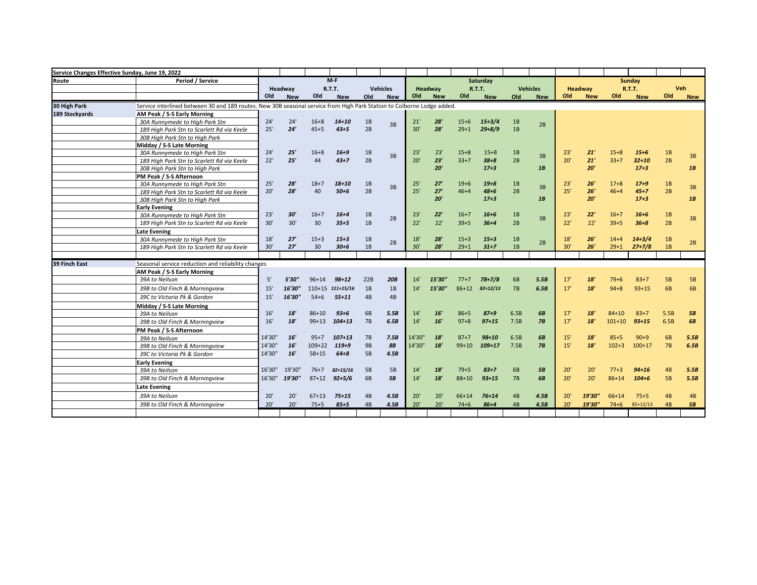| Service Changes Effective Sunday, June 19, 2022 | | | | | | | | | | | | | | | | | | | |
|---|---|---|---|---|---|---|---|---|---|---|---|---|---|---|---|---|---|---|---|
| Route | Period / Service | M-F | | | | | | Saturday | | | | | | Sunday | | | | | |
| | | Headway | | R.T.T. | | Vehicles | | Headway | | R.T.T. | | Vehicles | | Headway | | R.T.T. | | Veh | |
| | | Old | New | Old | New | Old | New | Old | New | Old | New | Old | New | Old | New | Old | New | Old | New |
| 30 High Park | Service interlined between 30 and 189 routes. New 30B seasonal service from High Park Station to Colborne Lodge added. | | | | | | | | | | | | | | | | | | |
| 189 Stockyards | **AM Peak / S-S Early Morning** | | | | | | | | | | | | | | | | | | |
| | *30A Runnymede to High Park Stn* | 24' | 24' | 16+8 | *14+10* | 1B | 3B | 21' | *28'* | 15+6 | *15+3/4* | 1B | 2B | | | | | | |
| | *189 High Park Stn to Scarlett Rd via Keele* | 25' | *24'* | 45+5 | *43+5* | 2B | | 30' | *28'* | 29+1 | *29+8/9* | 1B | | | | | | | |
| | *30B High Park Stn to High Park* | | | | | | | | | | | | | | | | | | |
| | **Midday / S-S Late Morning** | | | | | | | | | | | | | | | | | | |
| | *30A Runnymede to High Park Stn* | 24' | *25'* | 16+8 | *16+9* | 1B | 3B | 23' | 23' | 15+8 | 15+8 | 1B | 3B | 23' | *21'* | 15+8 | *15+6* | 1B | 3B |
| | *189 High Park Stn to Scarlett Rd via Keele* | 22' | *25'* | 44 | *43+7* | 2B | | 20' | *23'* | 33+7 | *38+8* | 2B | | 20' | *21'* | 33+7 | *32+10* | 2B | |
| | *30B High Park Stn to High Park* | | | | | | | | *20'* | | *17+3* | | *1B* | | *20'* | | *17+3* | | *1B* |
| | **PM Peak / S-S Afternoon** | | | | | | | | | | | | | | | | | | |
| | *30A Runnymede to High Park Stn* | 25' | *28'* | 18+7 | *18+10* | 1B | 3B | 25' | *27'* | 19+6 | *19+8* | 1B | 3B | 23' | *26'* | 17+8 | *17+9* | 1B | 3B |
| | *189 High Park Stn to Scarlett Rd via Keele* | 20' | *28'* | 40 | *50+6* | 2B | | 25' | *27'* | 46+4 | *48+6* | 2B | | 25' | *26'* | 46+4 | *45+7* | 2B | |
| | *30B High Park Stn to High Park* | | | | | | | | *20'* | | *17+3* | | *1B* | | *20'* | | *17+3* | | *1B* |
| | **Early Evening** | | | | | | | | | | | | | | | | | | |
| | *30A Runnymede to High Park Stn* | 23' | *30'* | 16+7 | *16+4* | 1B | 2B | 23' | *22'* | 16+7 | *16+6* | 1B | 3B | 23' | *22'* | 16+7 | *16+6* | 1B | 3B |
| | *189 High Park Stn to Scarlett Rd via Keele* | 30' | 30' | 30 | *35+5* | 1B | | 22' | 22' | 39+5 | *36+4* | 2B | | 22' | 22' | 39+5 | *36+8* | 2B | |
| | **Late Evening** | | | | | | | | | | | | | | | | | | |
| | *30A Runnymede to High Park Stn* | 18' | *27'* | 15+3 | *15+3* | 1B | 2B | 18' | *28'* | 15+3 | *15+3* | 1B | 2B | 18' | *26'* | 14+4 | *14+3/4* | 1B | 2B |
| | *189 High Park Stn to Scarlett Rd via Keele* | 30' | *27'* | 30 | *30+6* | 1B | | 30' | *28'* | 29+1 | *31+7* | 1B | | 30' | *26'* | 29+1 | *27+7/8* | 1B | |
| 39 Finch East | Seasonal service reduction and reliability changes | | | | | | | | | | | | | | | | | | |
| | **AM Peak / S-S Early Morning** | | | | | | | | | | | | | | | | | | |
| | *39A to Neilson* | 5' | *5'30"* | 96+14 | *98+12* | 22B | *20B* | 14' | *15'30"* | 77+7 | *78+7/8* | 6B | *5.5B* | 17' | *18'* | 79+6 | 83+7 | 5B | 5B |
| | *39B to Old Finch & Morningview* | 15' | *16'30"* | 110+15 | *111+15/16* | 1B | 1B | 14' | *15'30"* | 86+12 | *82+12/13* | 7B | *6.5B* | 17' | *18'* | 94+8 | 93+15 | 6B | 6B |
| | *39C to Victoria Pk & Gordon* | 15' | *16'30"* | 54+6 | *55+11* | 4B | 4B | | | | | | | | | | | | |
| | **Midday / S-S Late Morning** | | | | | | | | | | | | | | | | | | |
| | *39A to Neilson* | 16' | *18'* | 86+10 | *93+6* | 6B | *5.5B* | 14' | *16'* | 86+5 | *87+9* | 6.5B | *6B* | 17' | *18'* | 84+10 | 83+7 | 5.5B | *5B* |
| | *39B to Old Finch & Morningview* | 16' | *18'* | 99+13 | *104+13* | 7B | *6.5B* | 14' | *16'* | 97+8 | *97+15* | 7.5B | *7B* | 17' | *18'* | 101+10 | *93+15* | 6.5B | *6B* |
| | **PM Peak / S-S Afternoon** | | | | | | | | | | | | | | | | | | |
| | *39A to Neilson* | 14'30" | *16'* | 95+7 | *107+13* | 7B | *7.5B* | 14'30" | *18'* | 87+7 | *98+10* | 6.5B | *6B* | 15' | *18'* | 85+5 | 90+9 | 6B | *5.5B* |
| | *39B to Old Finch & Morningview* | 14'30" | *16'* | 109+22 | *119+9* | 9B | *8B* | 14'30" | *18'* | 99+10 | *109+17* | 7.5B | *7B* | 15' | *18'* | 102+3 | 100+17 | 7B | *6.5B* |
| | *39C to Victoria Pk & Gordon* | 14'30" | *16'* | 58+15 | *64+8* | 5B | *4.5B* | | | | | | | | | | | | |
| | **Early Evening** | | | | | | | | | | | | | | | | | | |
| | *39A to Neilson* | 16'30" | 19'30" | 76+7 | *82+15/16* | 5B | 5B | 14' | *18'* | 79+5 | *83+7* | 6B | *5B* | 20' | 20' | 77+3 | *94+16* | 4B | *5.5B* |
| | *39B to Old Finch & Morningview* | 16'30" | *19'30"* | 87+12 | *92+5/6* | 6B | *5B* | 14' | *18'* | 88+10 | *93+15* | 7B | *6B* | 20' | 20' | 86+14 | *104+6* | 5B | *5.5B* |
| | **Late Evening** | | | | | | | | | | | | | | | | | | |
| | *39A to Neilson* | 20' | 20' | 67+13 | *75+15* | 4B | *4.5B* | 20' | 20' | 66+14 | *76+14* | 4B | *4.5B* | 20' | *19'30"* | 66+14 | 75+5 | 4B | 4B |
| | *39B to Old Finch & Morningview* | 20' | 20' | 75+5 | *85+5* | 4B | *4.5B* | 20' | 20' | 74+6 | *86+4* | 4B | *4.5B* | 20' | *19'30"* | 74+6 | 85+12/13 | 4B | *5B* |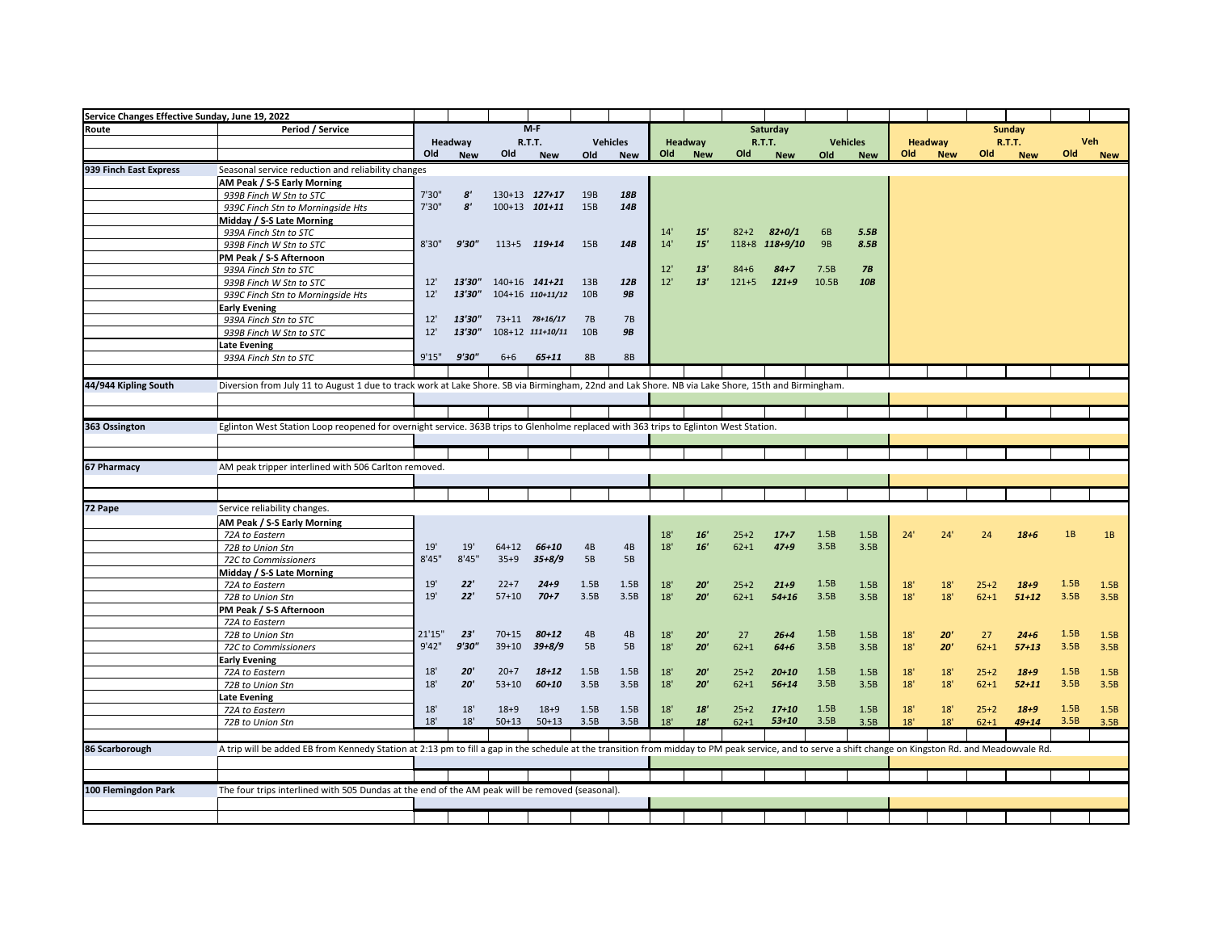| Service Changes Effective Sunday, June 19, 2022 | | M-F | | | | | | Saturday | | | | | | Sunday | | | | | |
|---|---|---|---|---|---|---|---|---|---|---|---|---|---|---|---|---|---|---|---|
| Route | Period / Service | Headway | | R.T.T. | | Vehicles | | Headway | | R.T.T. | | Vehicles | | Headway | | R.T.T. | | Veh | |
| | | Old | New | Old | New | Old | New | Old | New | Old | New | Old | New | Old | New | Old | New | Old | New |
| 939 Finch East Express | Seasonal service reduction and reliability changes | | | | | | | | | | | | | | | | | | |
| | **AM Peak / S-S Early Morning** | | | | | | | | | | | | | | | | | | |
| | *939B Finch W Stn to STC* | 7'30" | *8'* | 130+13 | *127+17* | 19B | *18B* | | | | | | | | | | | | |
| | *939C Finch Stn to Morningside Hts* | 7'30" | *8'* | 100+13 | *101+11* | 15B | *14B* | | | | | | | | | | | | |
| | **Midday / S-S Late Morning** | | | | | | | | | | | | | | | | | | |
| | *939A Finch Stn to STC* | | | | | | | 14' | *15'* | 82+2 | *82+0/1* | 6B | *5.5B* | | | | | | |
| | *939B Finch W Stn to STC* | 8'30" | *9'30"* | 113+5 | *119+14* | 15B | *14B* | 14' | *15'* | 118+8 | *118+9/10* | 9B | *8.5B* | | | | | | |
| | **PM Peak / S-S Afternoon** | | | | | | | | | | | | | | | | | | |
| | *939A Finch Stn to STC* | | | | | | | 12' | *13'* | 84+6 | *84+7* | 7.5B | *7B* | | | | | | |
| | *939B Finch W Stn to STC* | 12' | *13'30"* | 140+16 | *141+21* | 13B | *12B* | 12' | *13'* | 121+5 | *121+9* | 10.5B | *10B* | | | | | | |
| | *939C Finch Stn to Morningside Hts* | 12' | *13'30"* | 104+16 | *110+11/12* | 10B | *9B* | | | | | | | | | | | | |
| | **Early Evening** | | | | | | | | | | | | | | | | | | |
| | *939A Finch Stn to STC* | 12' | *13'30"* | 73+11 | *78+16/17* | 7B | 7B | | | | | | | | | | | | |
| | *939B Finch W Stn to STC* | 12' | *13'30"* | 108+12 | *111+10/11* | 10B | *9B* | | | | | | | | | | | | |
| | **Late Evening** | | | | | | | | | | | | | | | | | | |
| | *939A Finch Stn to STC* | 9'15" | *9'30"* | 6+6 | *65+11* | 8B | 8B | | | | | | | | | | | | |
| 44/944 Kipling South | Diversion from July 11 to August 1 due to track work at Lake Shore. SB via Birmingham, 22nd and Lak Shore. NB via Lake Shore, 15th and Birmingham. | | | | | | | | | | | | | | | | | | |
| 363 Ossington | Eglinton West Station Loop reopened for overnight service. 363B trips to Glenholme replaced with 363 trips to Eglinton West Station. | | | | | | | | | | | | | | | | | | |
| 67 Pharmacy | AM peak tripper interlined with 506 Carlton removed. | | | | | | | | | | | | | | | | | | |
| 72 Pape | Service reliability changes. | | | | | | | | | | | | | | | | | | |
| | **AM Peak / S-S Early Morning** | | | | | | | | | | | | | | | | | | |
| | *72A to Eastern* | | | | | | | 18' | *16'* | 25+2 | *17+7* | 1.5B | 1.5B | 24' | 24' | 24 | *18+6* | 1B | 1B |
| | *72B to Union Stn* | 19' | 19' | 64+12 | *66+10* | 4B | 4B | 18' | *16'* | 62+1 | *47+9* | 3.5B | 3.5B | | | | | | |
| | *72C to Commissioners* | 8'45" | 8'45" | 35+9 | *35+8/9* | 5B | 5B | | | | | | | | | | | | |
| | **Midday / S-S Late Morning** | | | | | | | | | | | | | | | | | | |
| | *72A to Eastern* | 19' | *22'* | 22+7 | *24+9* | 1.5B | 1.5B | 18' | *20'* | 25+2 | *21+9* | 1.5B | 1.5B | 18' | 18' | 25+2 | *18+9* | 1.5B | 1.5B |
| | *72B to Union Stn* | 19' | *22'* | 57+10 | *70+7* | 3.5B | 3.5B | 18' | *20'* | 62+1 | *54+16* | 3.5B | 3.5B | 18' | 18' | 62+1 | *51+12* | 3.5B | 3.5B |
| | **PM Peak / S-S Afternoon** | | | | | | | | | | | | | | | | | | |
| | *72A to Eastern* | | | | | | | 18' | *20'* | 27 | *26+4* | 1.5B | 1.5B | 18' | *20'* | 27 | *24+6* | 1.5B | 1.5B |
| | *72B to Union Stn* | 21'15" | *23'* | 70+15 | *80+12* | 4B | 4B | | | | | | | | | | | | |
| | *72C to Commissioners* | 9'42" | *9'30"* | 39+10 | *39+8/9* | 5B | 5B | 18' | *20'* | 62+1 | *64+6* | 3.5B | 3.5B | 18' | *20'* | 62+1 | *57+13* | 3.5B | 3.5B |
| | **Early Evening** | | | | | | | | | | | | | | | | | | |
| | *72A to Eastern* | 18' | *20'* | 20+7 | *18+12* | 1.5B | 1.5B | 18' | *20'* | 25+2 | *20+10* | 1.5B | 1.5B | 18' | 18' | 25+2 | *18+9* | 1.5B | 1.5B |
| | *72B to Union Stn* | 18' | *20'* | 53+10 | *60+10* | 3.5B | 3.5B | 18' | *20'* | 62+1 | *56+14* | 3.5B | 3.5B | 18' | 18' | 62+1 | *52+11* | 3.5B | 3.5B |
| | **Late Evening** | | | | | | | | | | | | | | | | | | |
| | *72A to Eastern* | 18' | 18' | 18+9 | 18+9 | 1.5B | 1.5B | 18' | *18'* | 25+2 | *17+10* | 1.5B | 1.5B | 18' | 18' | 25+2 | *18+9* | 1.5B | 1.5B |
| | *72B to Union Stn* | 18' | 18' | 50+13 | 50+13 | 3.5B | 3.5B | 18' | *18'* | 62+1 | *53+10* | 3.5B | 3.5B | 18' | 18' | 62+1 | *49+14* | 3.5B | 3.5B |
| 86 Scarborough | A trip will be added EB from Kennedy Station at 2:13 pm to fill a gap in the schedule at the transition from midday to PM peak service, and to serve a shift change on Kingston Rd. and Meadowvale Rd. | | | | | | | | | | | | | | | | | | |
| 100 Flemingdon Park | The four trips interlined with 505 Dundas at the end of the AM peak will be removed (seasonal). | | | | | | | | | | | | | | | | | | |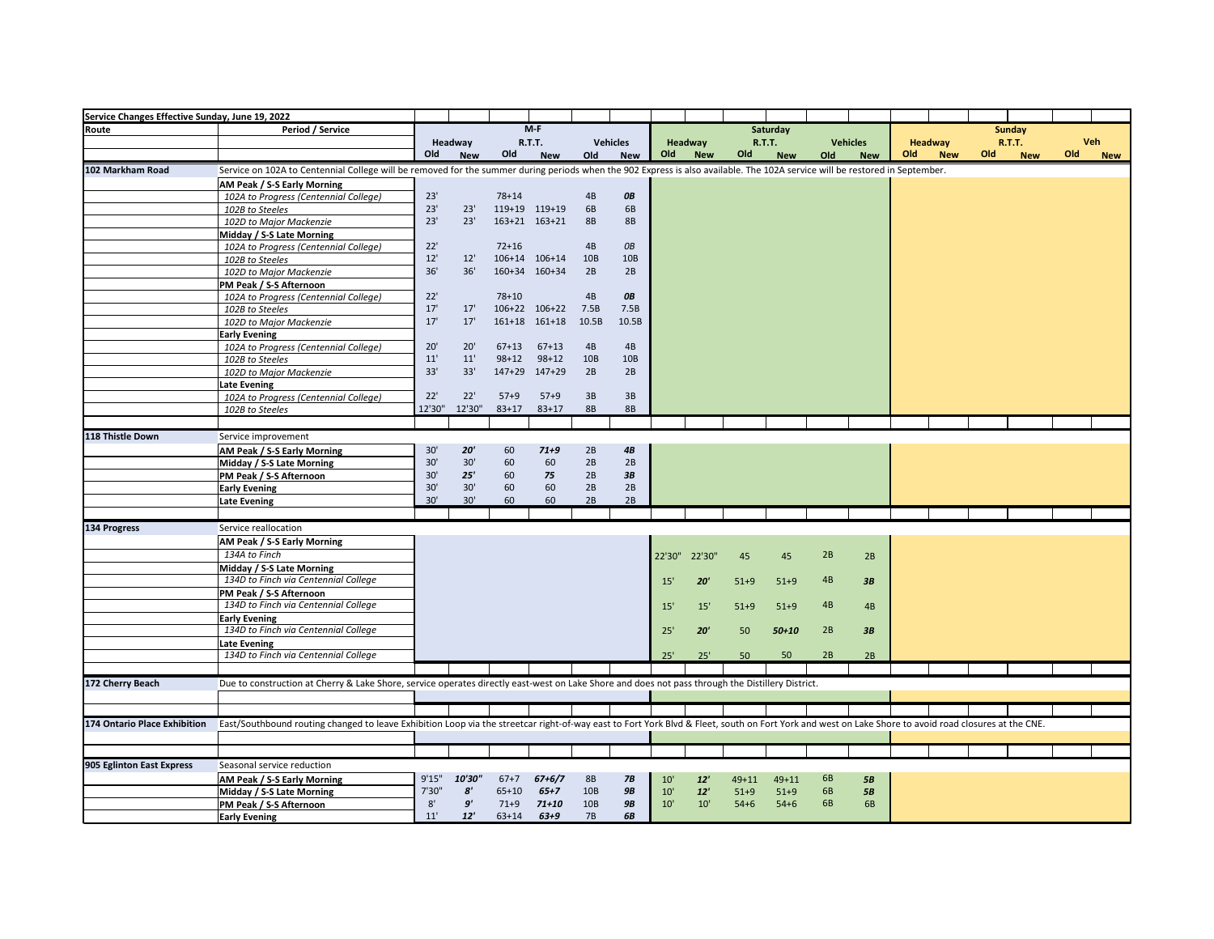| Service Changes Effective Sunday, June 19, 2022 | | | | | | | | | | | | | | | | | | | |
|---|---|---|---|---|---|---|---|---|---|---|---|---|---|---|---|---|---|---|---|
| Route | Period / Service | M-F | | | | | | Saturday | | | | | | Sunday | | | | | |
| | | Headway | | R.T.T. | | Vehicles | | Headway | | R.T.T. | | Vehicles | | Headway | | R.T.T. | | Veh | |
| | | Old | New | Old | New | Old | New | Old | New | Old | New | Old | New | Old | New | Old | New | Old | New |
| **102 Markham Road** | Service on 102A to Centennial College will be removed for the summer during periods when the 902 Express is also available. The 102A service will be restored in September. | | | | | | | | | | | | | | | | | | |
| | **AM Peak / S-S Early Morning** | | | | | | | | | | | | | | | | | | |
| | *102A to Progress (Centennial College)* | 23' | | 78+14 | | 4B | ***0B*** | | | | | | | | | | | | |
| | *102B to Steeles* | 23' | 23' | 119+19 | 119+19 | 6B | 6B | | | | | | | | | | | | |
| | *102D to Major Mackenzie* | 23' | 23' | 163+21 | 163+21 | 8B | 8B | | | | | | | | | | | | |
| | **Midday / S-S Late Morning** | | | | | | | | | | | | | | | | | | |
| | *102A to Progress (Centennial College)* | 22' | | 72+16 | | 4B | *0B* | | | | | | | | | | | | |
| | *102B to Steeles* | 12' | 12' | 106+14 | 106+14 | 10B | 10B | | | | | | | | | | | | |
| | *102D to Major Mackenzie* | 36' | 36' | 160+34 | 160+34 | 2B | 2B | | | | | | | | | | | | |
| | **PM Peak / S-S Afternoon** | | | | | | | | | | | | | | | | | | |
| | *102A to Progress (Centennial College)* | 22' | | 78+10 | | 4B | ***0B*** | | | | | | | | | | | | |
| | *102B to Steeles* | 17' | 17' | 106+22 | 106+22 | 7.5B | 7.5B | | | | | | | | | | | | |
| | *102D to Major Mackenzie* | 17' | 17' | 161+18 | 161+18 | 10.5B | 10.5B | | | | | | | | | | | | |
| | **Early Evening** | | | | | | | | | | | | | | | | | | |
| | *102A to Progress (Centennial College)* | 20' | 20' | 67+13 | 67+13 | 4B | 4B | | | | | | | | | | | | |
| | *102B to Steeles* | 11' | 11' | 98+12 | 98+12 | 10B | 10B | | | | | | | | | | | | |
| | *102D to Major Mackenzie* | 33' | 33' | 147+29 | 147+29 | 2B | 2B | | | | | | | | | | | | |
| | **Late Evening** | | | | | | | | | | | | | | | | | | |
| | *102A to Progress (Centennial College)* | 22' | 22' | 57+9 | 57+9 | 3B | 3B | | | | | | | | | | | | |
| | *102B to Steeles* | 12'30" | 12'30" | 83+17 | 83+17 | 8B | 8B | | | | | | | | | | | | |
| **118 Thistle Down** | Service improvement | | | | | | | | | | | | | | | | | | |
| | **AM Peak / S-S Early Morning** | 30' | ***20'*** | 60 | ***71+9*** | 2B | ***4B*** | | | | | | | | | | | | |
| | **Midday / S-S Late Morning** | 30' | 30' | 60 | 60 | 2B | 2B | | | | | | | | | | | | |
| | **PM Peak / S-S Afternoon** | 30' | ***25'*** | 60 | ***75*** | 2B | ***3B*** | | | | | | | | | | | | |
| | **Early Evening** | 30' | 30' | 60 | 60 | 2B | 2B | | | | | | | | | | | | |
| | **Late Evening** | 30' | 30' | 60 | 60 | 2B | 2B | | | | | | | | | | | | |
| **134 Progress** | Service reallocation | | | | | | | | | | | | | | | | | | |
| | **AM Peak / S-S Early Morning** | | | | | | | | | | | | | | | | | | |
| | *134A to Finch* | | | | | | | 22'30" | 22'30" | 45 | 45 | 2B | 2B | | | | | | |
| | **Midday / S-S Late Morning** | | | | | | | | | | | | | | | | | | |
| | *134D to Finch via Centennial College* | | | | | | | 15' | ***20'*** | 51+9 | 51+9 | 4B | ***3B*** | | | | | | |
| | **PM Peak / S-S Afternoon** | | | | | | | | | | | | | | | | | | |
| | *134D to Finch via Centennial College* | | | | | | | 15' | 15' | 51+9 | 51+9 | 4B | 4B | | | | | | |
| | **Early Evening** | | | | | | | | | | | | | | | | | | |
| | *134D to Finch via Centennial College* | | | | | | | 25' | ***20'*** | 50 | ***50+10*** | 2B | ***3B*** | | | | | | |
| | **Late Evening** | | | | | | | | | | | | | | | | | | |
| | *134D to Finch via Centennial College* | | | | | | | 25' | 25' | 50 | 50 | 2B | 2B | | | | | | |
| **172 Cherry Beach** | Due to construction at Cherry & Lake Shore, service operates directly east-west on Lake Shore and does not pass through the Distillery District. | | | | | | | | | | | | | | | | | | |
| **174 Ontario Place Exhibition** | East/Southbound routing changed to leave Exhibition Loop via the streetcar right-of-way east to Fort York Blvd & Fleet, south on Fort York and west on Lake Shore to avoid road closures at the CNE. | | | | | | | | | | | | | | | | | | |
| **905 Eglinton East Express** | Seasonal service reduction | | | | | | | | | | | | | | | | | | |
| | **AM Peak / S-S Early Morning** | 9'15" | ***10'30"*** | 67+7 | ***67+6/7*** | 8B | ***7B*** | 10' | ***12'*** | 49+11 | 49+11 | 6B | ***5B*** | | | | | | |
| | **Midday / S-S Late Morning** | 7'30" | ***8'*** | 65+10 | ***65+7*** | 10B | ***9B*** | 10' | ***12'*** | 51+9 | 51+9 | 6B | ***5B*** | | | | | | |
| | **PM Peak / S-S Afternoon** | 8' | ***9'*** | 71+9 | ***71+10*** | 10B | ***9B*** | 10' | 10' | 54+6 | 54+6 | 6B | 6B | | | | | | |
| | **Early Evening** | 11' | ***12'*** | 63+14 | ***63+9*** | 7B | ***6B*** | | | | | | | | | | | | |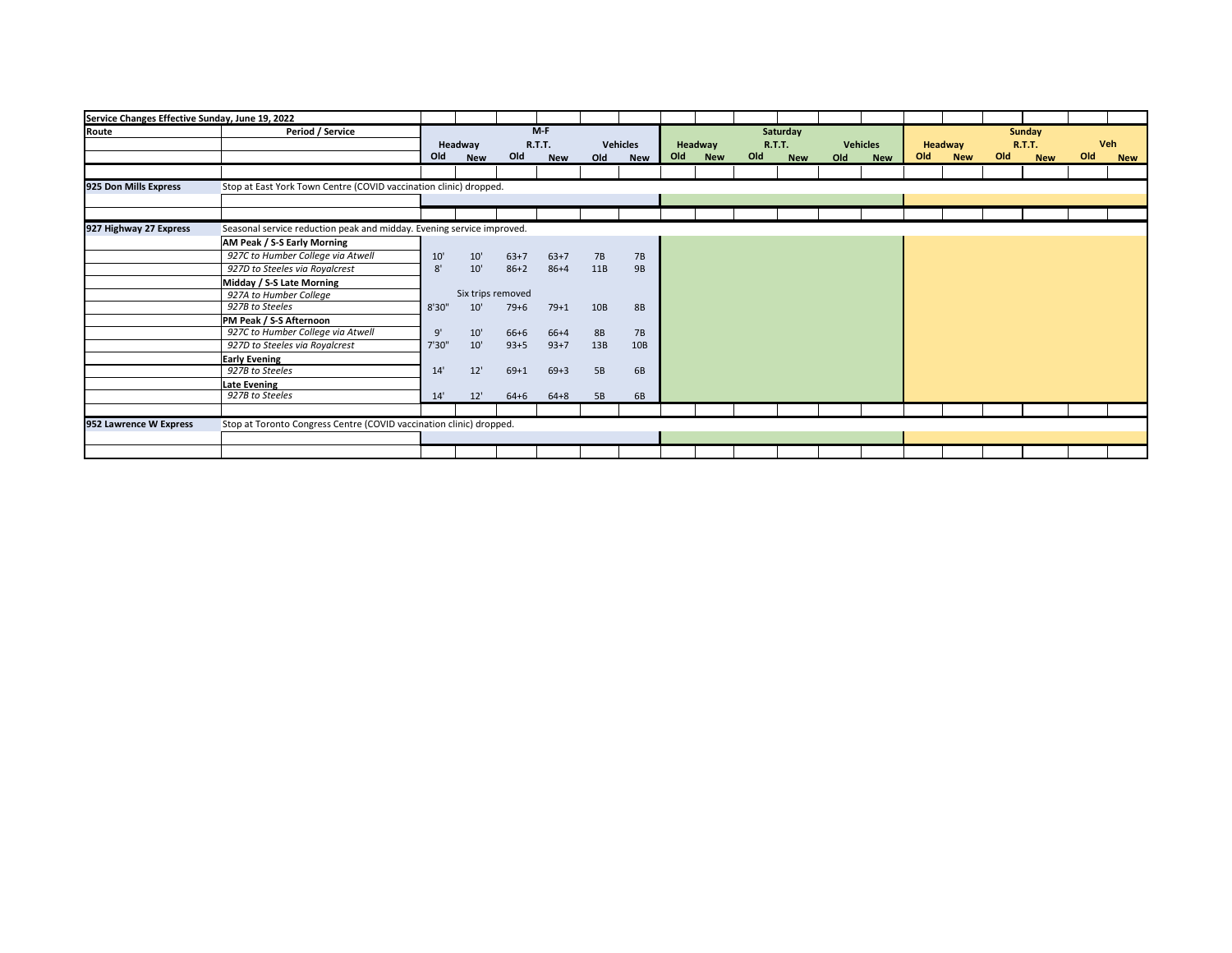| Service Changes Effective Sunday, June 19, 2022 | | M-F | | | | | | Saturday | | | | | | Sunday | | | | | |
|---|---|---|---|---|---|---|---|---|---|---|---|---|---|---|---|---|---|---|---|
| Route | Period / Service | Headway | | R.T.T. | | Vehicles | | Headway | | R.T.T. | | Vehicles | | Headway | | R.T.T. | | Veh | |
| | | Old | New | Old | New | Old | New | Old | New | Old | New | Old | New | Old | New | Old | New | Old | New |
| **925 Don Mills Express** | Stop at East York Town Centre (COVID vaccination clinic) dropped. | | | | | | | | | | | | | | | | | | |
| **927 Highway 27 Express** | Seasonal service reduction peak and midday. Evening service improved. | | | | | | | | | | | | | | | | | | |
| | **AM Peak / S-S Early Morning** | | | | | | | | | | | | | | | | | | |
| | *927C to Humber College via Atwell* | 10' | 10' | 63+7 | 63+7 | 7B | 7B | | | | | | | | | | | | |
| | *927D to Steeles via Royalcrest* | 8' | 10' | 86+2 | 86+4 | 11B | 9B | | | | | | | | | | | | |
| | **Midday / S-S Late Morning** | | | | | | | | | | | | | | | | | | |
| | *927A to Humber College* | | Six trips removed | | | | | | | | | | | | | | | | |
| | *927B to Steeles* | 8'30" | 10' | 79+6 | 79+1 | 10B | 8B | | | | | | | | | | | | |
| | **PM Peak / S-S Afternoon** | | | | | | | | | | | | | | | | | | |
| | *927C to Humber College via Atwell* | 9' | 10' | 66+6 | 66+4 | 8B | 7B | | | | | | | | | | | | |
| | *927D to Steeles via Royalcrest* | 7'30" | 10' | 93+5 | 93+7 | 13B | 10B | | | | | | | | | | | | |
| | **Early Evening** | | | | | | | | | | | | | | | | | | |
| | *927B to Steeles* | 14' | 12' | 69+1 | 69+3 | 5B | 6B | | | | | | | | | | | | |
| | **Late Evening** | | | | | | | | | | | | | | | | | | |
| | *927B to Steeles* | 14' | 12' | 64+6 | 64+8 | 5B | 6B | | | | | | | | | | | | |
| **952 Lawrence W Express** | Stop at Toronto Congress Centre (COVID vaccination clinic) dropped. | | | | | | | | | | | | | | | | | | |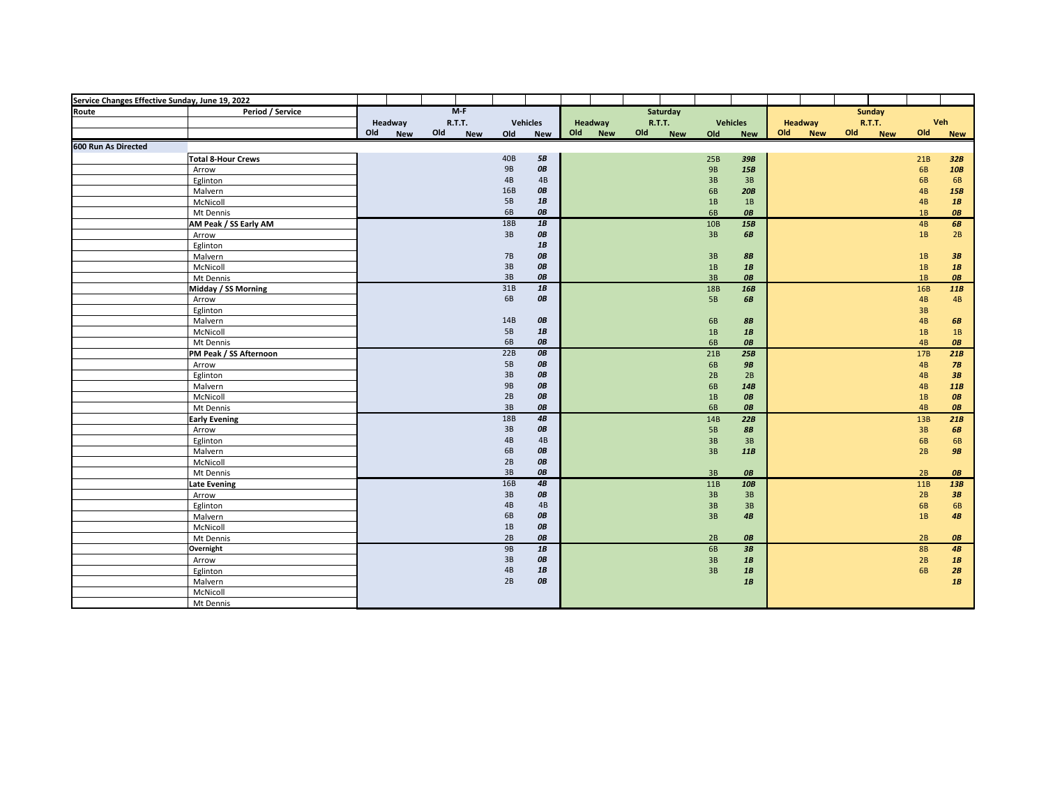| Service Changes Effective Sunday, June 19, 2022 | | | | | | | | | | | | | | | | | | | | |
|---|---|---|---|---|---|---|---|---|---|---|---|---|---|---|---|---|---|---|---|---|
| Route | Period / Service | M-F | | | | | | Saturday | | | | | | Sunday | | | | | | |
| | | Headway | | R.T.T. | | Vehicles | | Headway | | R.T.T. | | Vehicles | | Headway | | R.T.T. | | Veh | | |
| | | Old | New | Old | New | Old | New | Old | New | Old | New | Old | New | Old | New | Old | New | Old | New | |
| **600 Run As Directed** | | | | | | | | | | | | | | | | | | | | |
| | **Total 8-Hour Crews** | | | | | 40B | ***5B*** | | | | | 25B | ***39B*** | | | | | 21B | ***32B*** | |
| | Arrow | | | | | 9B | ***0B*** | | | | | 9B | ***15B*** | | | | | 6B | ***10B*** | |
| | Eglinton | | | | | 4B | 4B | | | | | 3B | 3B | | | | | 6B | 6B | |
| | Malvern | | | | | 16B | ***0B*** | | | | | 6B | ***20B*** | | | | | 4B | ***15B*** | |
| | McNicoll | | | | | 5B | ***1B*** | | | | | 1B | 1B | | | | | 4B | ***1B*** | |
| | Mt Dennis | | | | | 6B | ***0B*** | | | | | 6B | ***0B*** | | | | | 1B | ***0B*** | |
| | **AM Peak / SS Early AM** | | | | | 18B | ***1B*** | | | | | 10B | ***15B*** | | | | | 4B | ***6B*** | |
| | Arrow | | | | | 3B | ***0B*** | | | | | 3B | ***6B*** | | | | | 1B | 2B | |
| | Eglinton | | | | | | ***1B*** | | | | | | | | | | | | | |
| | Malvern | | | | | 7B | ***0B*** | | | | | 3B | ***8B*** | | | | | 1B | ***3B*** | |
| | McNicoll | | | | | 3B | ***0B*** | | | | | 1B | ***1B*** | | | | | 1B | ***1B*** | |
| | Mt Dennis | | | | | 3B | ***0B*** | | | | | 3B | ***0B*** | | | | | 1B | ***0B*** | |
| | **Midday / SS Morning** | | | | | 31B | ***1B*** | | | | | 18B | ***16B*** | | | | | 16B | ***11B*** | |
| | Arrow | | | | | 6B | ***0B*** | | | | | 5B | ***6B*** | | | | | 4B | 4B | |
| | Eglinton | | | | | | | | | | | | | | | | | 3B | | |
| | Malvern | | | | | 14B | ***0B*** | | | | | 6B | ***8B*** | | | | | 4B | ***6B*** | |
| | McNicoll | | | | | 5B | ***1B*** | | | | | 1B | ***1B*** | | | | | 1B | 1B | |
| | Mt Dennis | | | | | 6B | ***0B*** | | | | | 6B | ***0B*** | | | | | 4B | ***0B*** | |
| | **PM Peak / SS Afternoon** | | | | | 22B | ***0B*** | | | | | 21B | ***25B*** | | | | | 17B | ***21B*** | |
| | Arrow | | | | | 5B | ***0B*** | | | | | 6B | ***9B*** | | | | | 4B | ***7B*** | |
| | Eglinton | | | | | 3B | ***0B*** | | | | | 2B | 2B | | | | | 4B | ***3B*** | |
| | Malvern | | | | | 9B | ***0B*** | | | | | 6B | ***14B*** | | | | | 4B | ***11B*** | |
| | McNicoll | | | | | 2B | ***0B*** | | | | | 1B | ***0B*** | | | | | 1B | ***0B*** | |
| | Mt Dennis | | | | | 3B | ***0B*** | | | | | 6B | ***0B*** | | | | | 4B | ***0B*** | |
| | **Early Evening** | | | | | 18B | ***4B*** | | | | | 14B | ***22B*** | | | | | 13B | ***21B*** | |
| | Arrow | | | | | 3B | ***0B*** | | | | | 5B | ***8B*** | | | | | 3B | ***6B*** | |
| | Eglinton | | | | | 4B | 4B | | | | | 3B | 3B | | | | | 6B | 6B | |
| | Malvern | | | | | 6B | ***0B*** | | | | | 3B | ***11B*** | | | | | 2B | ***9B*** | |
| | McNicoll | | | | | 2B | ***0B*** | | | | | | | | | | | | | |
| | Mt Dennis | | | | | 3B | ***0B*** | | | | | 3B | ***0B*** | | | | | 2B | ***0B*** | |
| | **Late Evening** | | | | | 16B | ***4B*** | | | | | 11B | ***10B*** | | | | | 11B | ***13B*** | |
| | Arrow | | | | | 3B | ***0B*** | | | | | 3B | 3B | | | | | 2B | ***3B*** | |
| | Eglinton | | | | | 4B | 4B | | | | | 3B | 3B | | | | | 6B | 6B | |
| | Malvern | | | | | 6B | ***0B*** | | | | | 3B | ***4B*** | | | | | 1B | ***4B*** | |
| | McNicoll | | | | | 1B | ***0B*** | | | | | | | | | | | | | |
| | Mt Dennis | | | | | 2B | ***0B*** | | | | | 2B | ***0B*** | | | | | 2B | ***0B*** | |
| | **Overnight** | | | | | 9B | ***1B*** | | | | | 6B | ***3B*** | | | | | 8B | ***4B*** | |
| | Arrow | | | | | 3B | ***0B*** | | | | | 3B | ***1B*** | | | | | 2B | ***1B*** | |
| | Eglinton | | | | | 4B | ***1B*** | | | | | 3B | ***1B*** | | | | | 6B | ***2B*** | |
| | Malvern | | | | | 2B | ***0B*** | | | | | | ***1B*** | | | | | | ***1B*** | |
| | McNicoll | | | | | | | | | | | | | | | | | | | |
| | Mt Dennis | | | | | | | | | | | | | | | | | | | |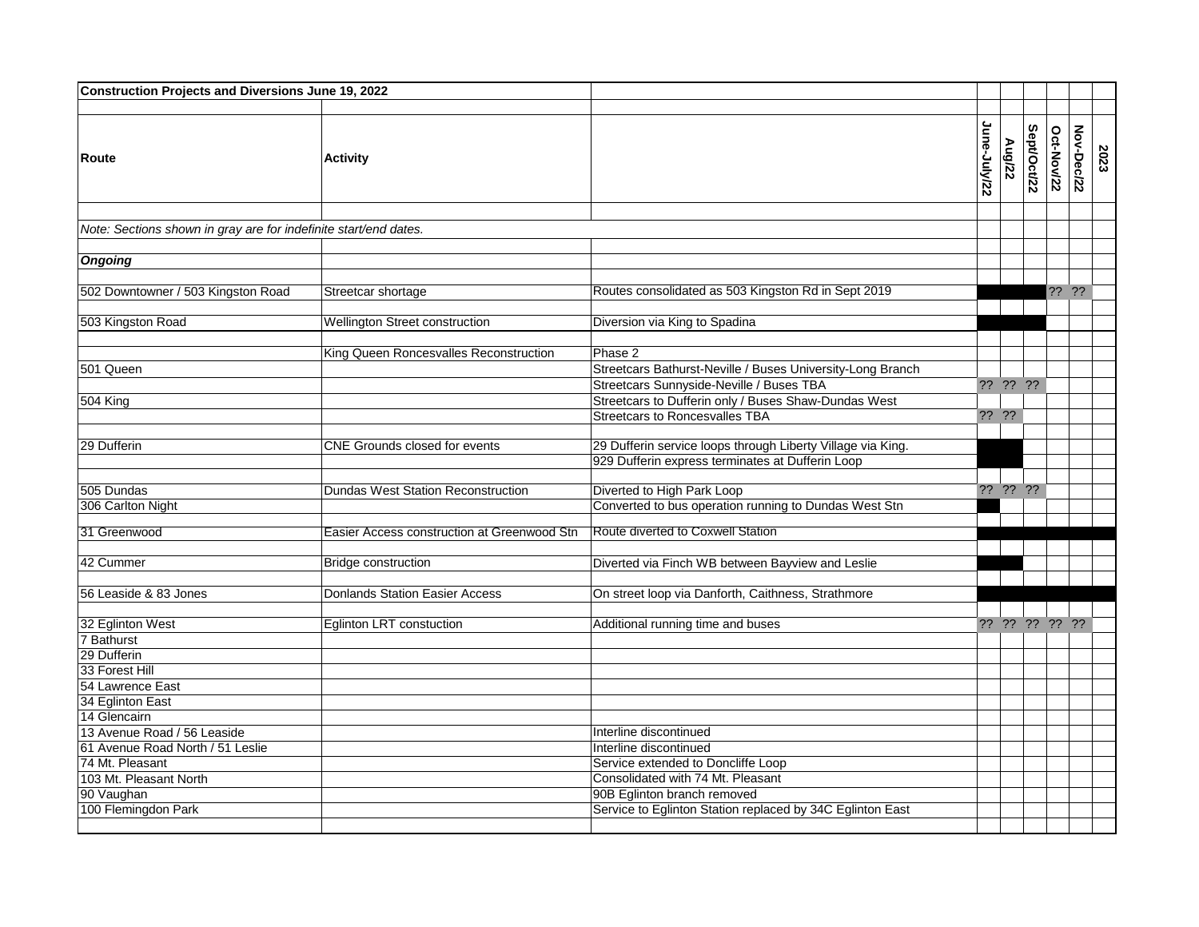**Construction Projects and Diversions June 19, 2022**

| Route | Activity | | June-July/22 | Aug/22 | Sept/Oct/22 | Oct-Nov/22 | Nov-Dec/22 | 2023 |
|---|---|---|---|---|---|---|---|---|
| *Note: Sections shown in gray are for indefinite start/end dates.* | | | | | | | | |
| ***Ongoing*** | | | | | | | | |
| 502 Downtowner / 503 Kingston Road | Streetcar shortage | Routes consolidated as 503 Kingston Rd in Sept 2019 | | | | ?? | ?? | |
| 503 Kingston Road | Wellington Street construction | Diversion via King to Spadina | | | | | | |
| | King Queen Roncesvalles Reconstruction | Phase 2 | | | | | | |
| 501 Queen | | Streetcars Bathurst-Neville / Buses University-Long Branch | | | | | | |
| | | Streetcars Sunnyside-Neville / Buses TBA | ?? | ?? | ?? | | | |
| 504 King | | Streetcars to Dufferin only / Buses Shaw-Dundas West | | | | | | |
| | | Streetcars to Roncesvalles TBA | ?? | ?? | | | | |
| 29 Dufferin | CNE Grounds closed for events | 29 Dufferin service loops through Liberty Village via King. | | | | | | |
| | | 929 Dufferin express terminates at Dufferin Loop | | | | | | |
| 505 Dundas | Dundas West Station Reconstruction | Diverted to High Park Loop | ?? | ?? | ?? | | | |
| 306 Carlton Night | | Converted to bus operation running to Dundas West Stn | | | | | | |
| 31 Greenwood | Easier Access construction at Greenwood Stn | Route diverted to Coxwell Station | | | | | | |
| 42 Cummer | Bridge construction | Diverted via Finch WB between Bayview and Leslie | | | | | | |
| 56 Leaside & 83 Jones | Donlands Station Easier Access | On street loop via Danforth, Caithness, Strathmore | | | | | | |
| 32 Eglinton West | Eglinton LRT constuction | Additional running time and buses | ?? | ?? | ?? | ?? | ?? | |
| 7 Bathurst | | | | | | | | |
| 29 Dufferin | | | | | | | | |
| 33 Forest Hill | | | | | | | | |
| 54 Lawrence East | | | | | | | | |
| 34 Eglinton East | | | | | | | | |
| 14 Glencairn | | | | | | | | |
| 13 Avenue Road / 56 Leaside | | Interline discontinued | | | | | | |
| 61 Avenue Road North / 51 Leslie | | Interline discontinued | | | | | | |
| 74 Mt. Pleasant | | Service extended to Doncliffe Loop | | | | | | |
| 103 Mt. Pleasant North | | Consolidated with 74 Mt. Pleasant | | | | | | |
| 90 Vaughan | | 90B Eglinton branch removed | | | | | | |
| 100 Flemingdon Park | | Service to Eglinton Station replaced by 34C Eglinton East | | | | | | |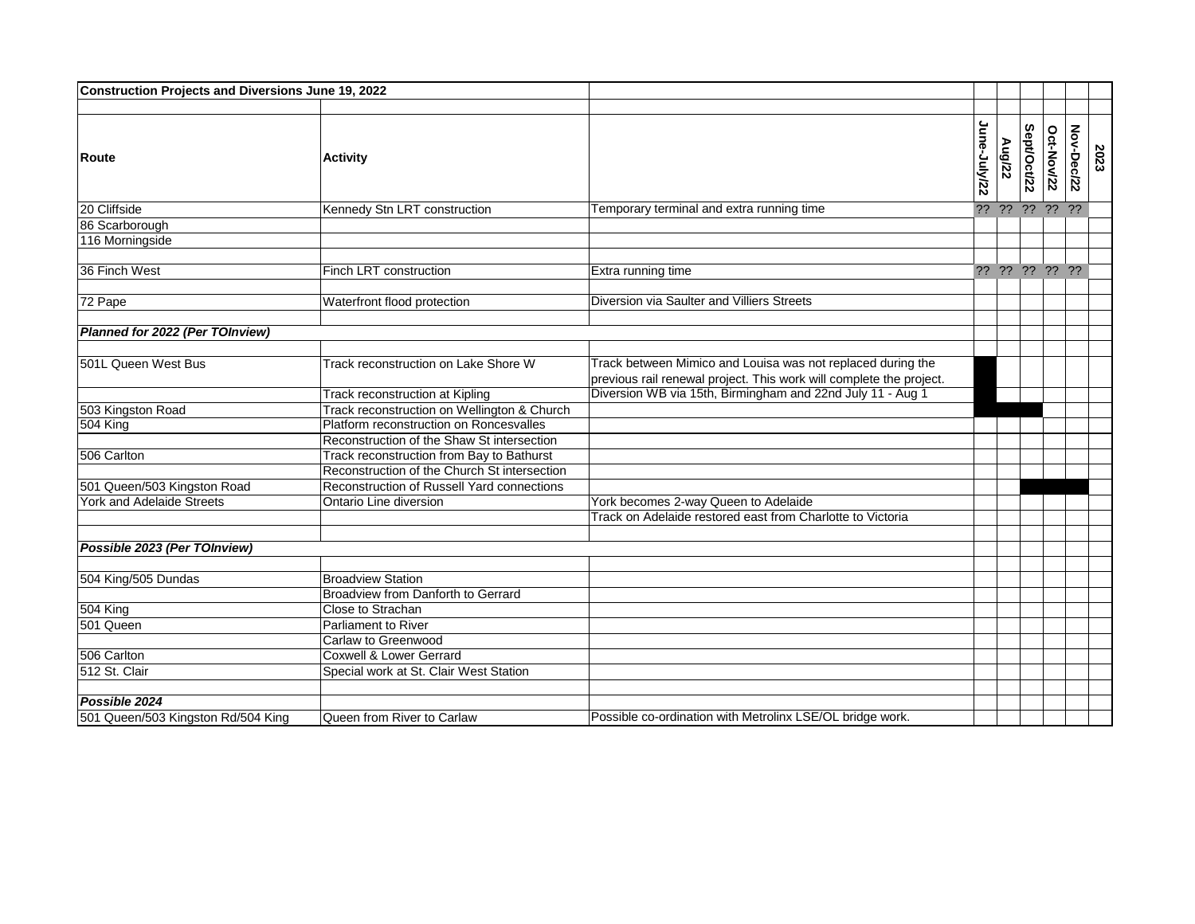| Construction Projects and Diversions June 19, 2022 | | | | | | | | |
|---|---|---|---|---|---|---|---|---|
| | | | | | | | | |
| **Route** | **Activity** | | **June-July/22** | **Aug/22** | **Sept/Oct/22** | **Oct-Nov/22** | **Nov-Dec/22** | **2023** |
| 20 Cliffside | Kennedy Stn LRT construction | Temporary terminal and extra running time | ?? | ?? | ?? | ?? | ?? | |
| 86 Scarborough | | | | | | | | |
| 116 Morningside | | | | | | | | |
| | | | | | | | | |
| 36 Finch West | Finch LRT construction | Extra running time | ?? | ?? | ?? | ?? | ?? | |
| | | | | | | | | |
| 72 Pape | Waterfront flood protection | Diversion via Saulter and Villiers Streets | | | | | | |
| | | | | | | | | |
| ***Planned for 2022 (Per TOInview)*** | | | | | | | | |
| | | | | | | | | |
| 501L Queen West Bus | Track reconstruction on Lake Shore W | Track between Mimico and Louisa was not replaced during the previous rail renewal project. This work will complete the project. | ■ | | | | | |
| | Track reconstruction at Kipling | Diversion WB via 15th, Birmingham and 22nd July 11 - Aug 1 | ■ | | | | | |
| 503 Kingston Road | Track reconstruction on Wellington & Church | | ■ | ■ | ■ | | | |
| 504 King | Platform reconstruction on Roncesvalles | | | | | | | |
| | Reconstruction of the Shaw St intersection | | | | | | | |
| 506 Carlton | Track reconstruction from Bay to Bathurst | | | | | | | |
| | Reconstruction of the Church St intersection | | | | | | | |
| 501 Queen/503 Kingston Road | Reconstruction of Russell Yard connections | | | | ■ | ■ | ■ | |
| York and Adelaide Streets | Ontario Line diversion | York becomes 2-way Queen to Adelaide | | | | | | |
| | | Track on Adelaide restored east from Charlotte to Victoria | | | | | | |
| | | | | | | | | |
| ***Possible 2023 (Per TOInview)*** | | | | | | | | |
| | | | | | | | | |
| 504 King/505 Dundas | Broadview Station | | | | | | | |
| | Broadview from Danforth to Gerrard | | | | | | | |
| 504 King | Close to Strachan | | | | | | | |
| 501 Queen | Parliament to River | | | | | | | |
| | Carlaw to Greenwood | | | | | | | |
| 506 Carlton | Coxwell & Lower Gerrard | | | | | | | |
| 512 St. Clair | Special work at St. Clair West Station | | | | | | | |
| | | | | | | | | |
| ***Possible 2024*** | | | | | | | | |
| 501 Queen/503 Kingston Rd/504 King | Queen from River to Carlaw | Possible co-ordination with Metrolinx LSE/OL bridge work. | | | | | | |